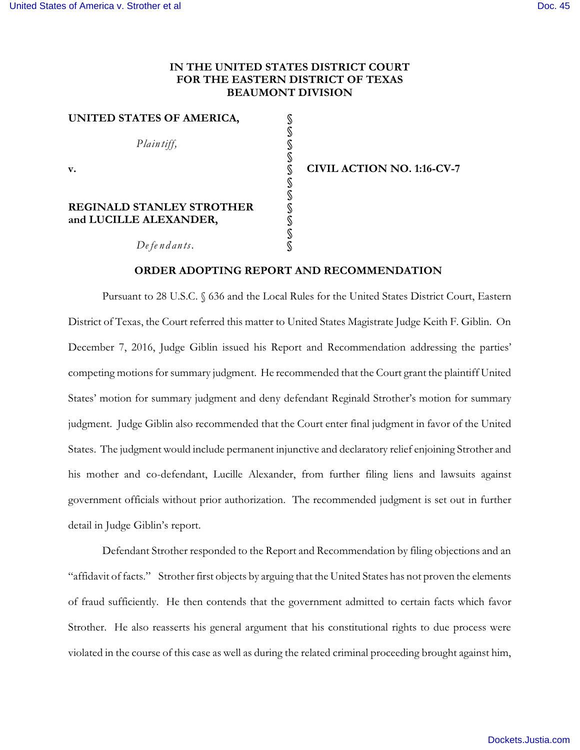**IN THE UNITED STATES DISTRICT COURT**
**FOR THE EASTERN DISTRICT OF TEXAS**
**BEAUMONT DIVISION**

| | | |
|---|---|---|
| **UNITED STATES OF AMERICA,** | § | |
| | § | |
| *Plaintiff,* | § | |
| | § | |
| **v.** | § | **CIVIL ACTION NO. 1:16-CV-7** |
| | § | |
| | § | |
| **REGINALD STANLEY STROTHER and LUCILLE ALEXANDER,** | § | |
| | § | |
| *Defendants.* | § | |

**ORDER ADOPTING REPORT AND RECOMMENDATION**

Pursuant to 28 U.S.C. § 636 and the Local Rules for the United States District Court, Eastern District of Texas, the Court referred this matter to United States Magistrate Judge Keith F. Giblin. On December 7, 2016, Judge Giblin issued his Report and Recommendation addressing the parties' competing motions for summary judgment. He recommended that the Court grant the plaintiff United States' motion for summary judgment and deny defendant Reginald Strother's motion for summary judgment. Judge Giblin also recommended that the Court enter final judgment in favor of the United States. The judgment would include permanent injunctive and declaratory relief enjoining Strother and his mother and co-defendant, Lucille Alexander, from further filing liens and lawsuits against government officials without prior authorization. The recommended judgment is set out in further detail in Judge Giblin's report.

Defendant Strother responded to the Report and Recommendation by filing objections and an "affidavit of facts." Strother first objects by arguing that the United States has not proven the elements of fraud sufficiently. He then contends that the government admitted to certain facts which favor Strother. He also reasserts his general argument that his constitutional rights to due process were violated in the course of this case as well as during the related criminal proceeding brought against him,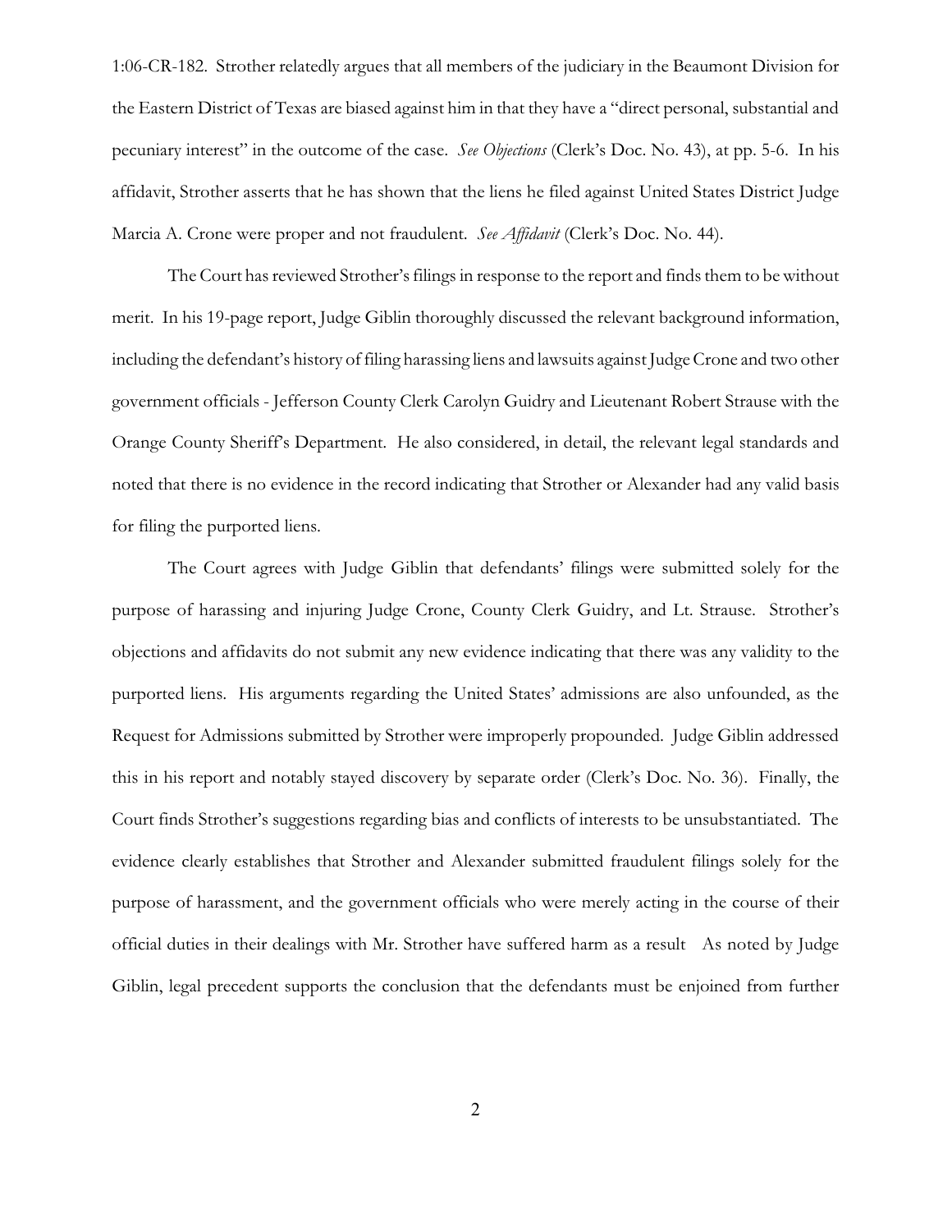1:06-CR-182. Strother relatedly argues that all members of the judiciary in the Beaumont Division for the Eastern District of Texas are biased against him in that they have a "direct personal, substantial and pecuniary interest" in the outcome of the case. *See Objections* (Clerk's Doc. No. 43), at pp. 5-6. In his affidavit, Strother asserts that he has shown that the liens he filed against United States District Judge Marcia A. Crone were proper and not fraudulent. *See Affidavit* (Clerk's Doc. No. 44).

The Court has reviewed Strother's filings in response to the report and finds them to be without merit. In his 19-page report, Judge Giblin thoroughly discussed the relevant background information, including the defendant's history of filing harassing liens and lawsuits against Judge Crone and two other government officials - Jefferson County Clerk Carolyn Guidry and Lieutenant Robert Strause with the Orange County Sheriff's Department. He also considered, in detail, the relevant legal standards and noted that there is no evidence in the record indicating that Strother or Alexander had any valid basis for filing the purported liens.

The Court agrees with Judge Giblin that defendants' filings were submitted solely for the purpose of harassing and injuring Judge Crone, County Clerk Guidry, and Lt. Strause. Strother's objections and affidavits do not submit any new evidence indicating that there was any validity to the purported liens. His arguments regarding the United States' admissions are also unfounded, as the Request for Admissions submitted by Strother were improperly propounded. Judge Giblin addressed this in his report and notably stayed discovery by separate order (Clerk's Doc. No. 36). Finally, the Court finds Strother's suggestions regarding bias and conflicts of interests to be unsubstantiated. The evidence clearly establishes that Strother and Alexander submitted fraudulent filings solely for the purpose of harassment, and the government officials who were merely acting in the course of their official duties in their dealings with Mr. Strother have suffered harm as a result As noted by Judge Giblin, legal precedent supports the conclusion that the defendants must be enjoined from further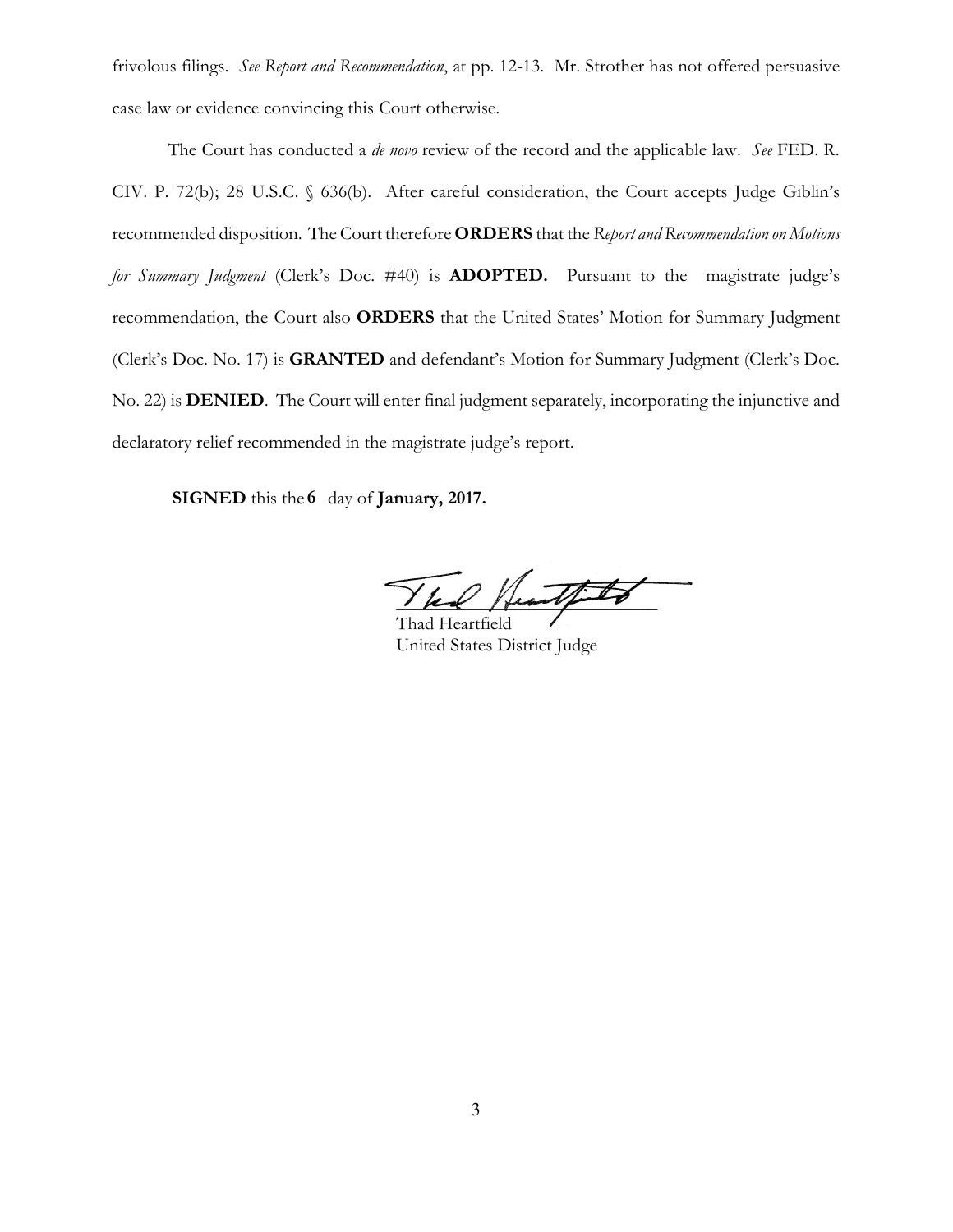frivolous filings. *See Report and Recommendation*, at pp. 12-13. Mr. Strother has not offered persuasive case law or evidence convincing this Court otherwise.

The Court has conducted a *de novo* review of the record and the applicable law. *See* FED. R. CIV. P. 72(b); 28 U.S.C. § 636(b). After careful consideration, the Court accepts Judge Giblin's recommended disposition. The Court therefore **ORDERS** that the *Report and Recommendation on Motions for Summary Judgment* (Clerk's Doc. #40) is **ADOPTED.** Pursuant to the magistrate judge's recommendation, the Court also **ORDERS** that the United States' Motion for Summary Judgment (Clerk's Doc. No. 17) is **GRANTED** and defendant's Motion for Summary Judgment (Clerk's Doc. No. 22) is **DENIED**. The Court will enter final judgment separately, incorporating the injunctive and declaratory relief recommended in the magistrate judge's report.

**SIGNED** this the **6** day of **January, 2017.**

Thad Heartfield
United States District Judge